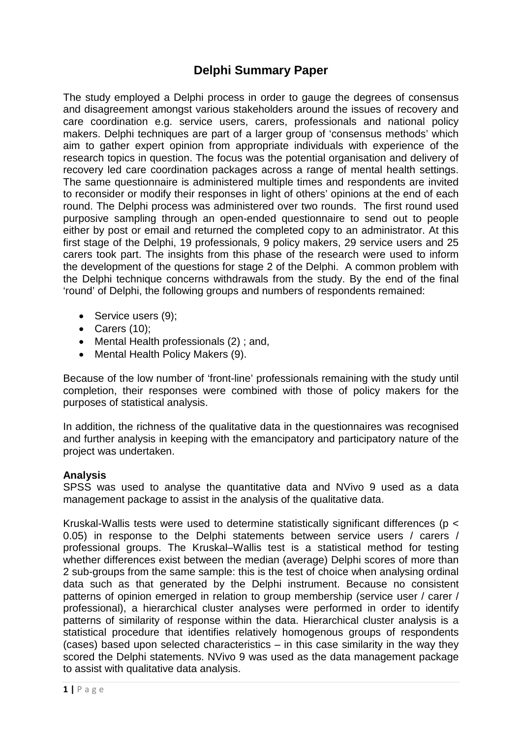# Delphi Summary Paper

The study employed a Delphi process in order to gauge the degrees of consensus and disagreement amongst various stakeholders around the issues of recovery and care coordination e.g. service users, carers, professionals and national policy makers. Delphi techniques are part of a larger group of 'consensus methods' which aim to gather expert opinion from appropriate individuals with experience of the research topics in question. The focus was the potential organisation and delivery of recovery led care coordination packages across a range of mental health settings. The same questionnaire is administered multiple times and respondents are invited to reconsider or modify their responses in light of others' opinions at the end of each round. The Delphi process was administered over two rounds. The first round used purposive sampling through an open-ended questionnaire to send out to people either by post or email and returned the completed copy to an administrator. At this first stage of the Delphi, 19 professionals, 9 policy makers, 29 service users and 25 carers took part. The insights from this phase of the research were used to inform the development of the questions for stage 2 of the Delphi. A common problem with the Delphi technique concerns withdrawals from the study. By the end of the final 'round' of Delphi, the following groups and numbers of respondents remained:

- Service users (9);
- Carers (10);
- Mental Health professionals (2) ; and,
- Mental Health Policy Makers (9).

Because of the low number of 'front-line' professionals remaining with the study until completion, their responses were combined with those of policy makers for the purposes of statistical analysis.

In addition, the richness of the qualitative data in the questionnaires was recognised and further analysis in keeping with the emancipatory and participatory nature of the project was undertaken.

**Analysis**

SPSS was used to analyse the quantitative data and NVivo 9 used as a data management package to assist in the analysis of the qualitative data.

Kruskal-Wallis tests were used to determine statistically significant differences ($p < 0.05$) in response to the Delphi statements between service users / carers / professional groups. The Kruskal–Wallis test is a statistical method for testing whether differences exist between the median (average) Delphi scores of more than 2 sub-groups from the same sample: this is the test of choice when analysing ordinal data such as that generated by the Delphi instrument. Because no consistent patterns of opinion emerged in relation to group membership (service user / carer / professional), a hierarchical cluster analyses were performed in order to identify patterns of similarity of response within the data. Hierarchical cluster analysis is a statistical procedure that identifies relatively homogenous groups of respondents (cases) based upon selected characteristics – in this case similarity in the way they scored the Delphi statements. NVivo 9 was used as the data management package to assist with qualitative data analysis.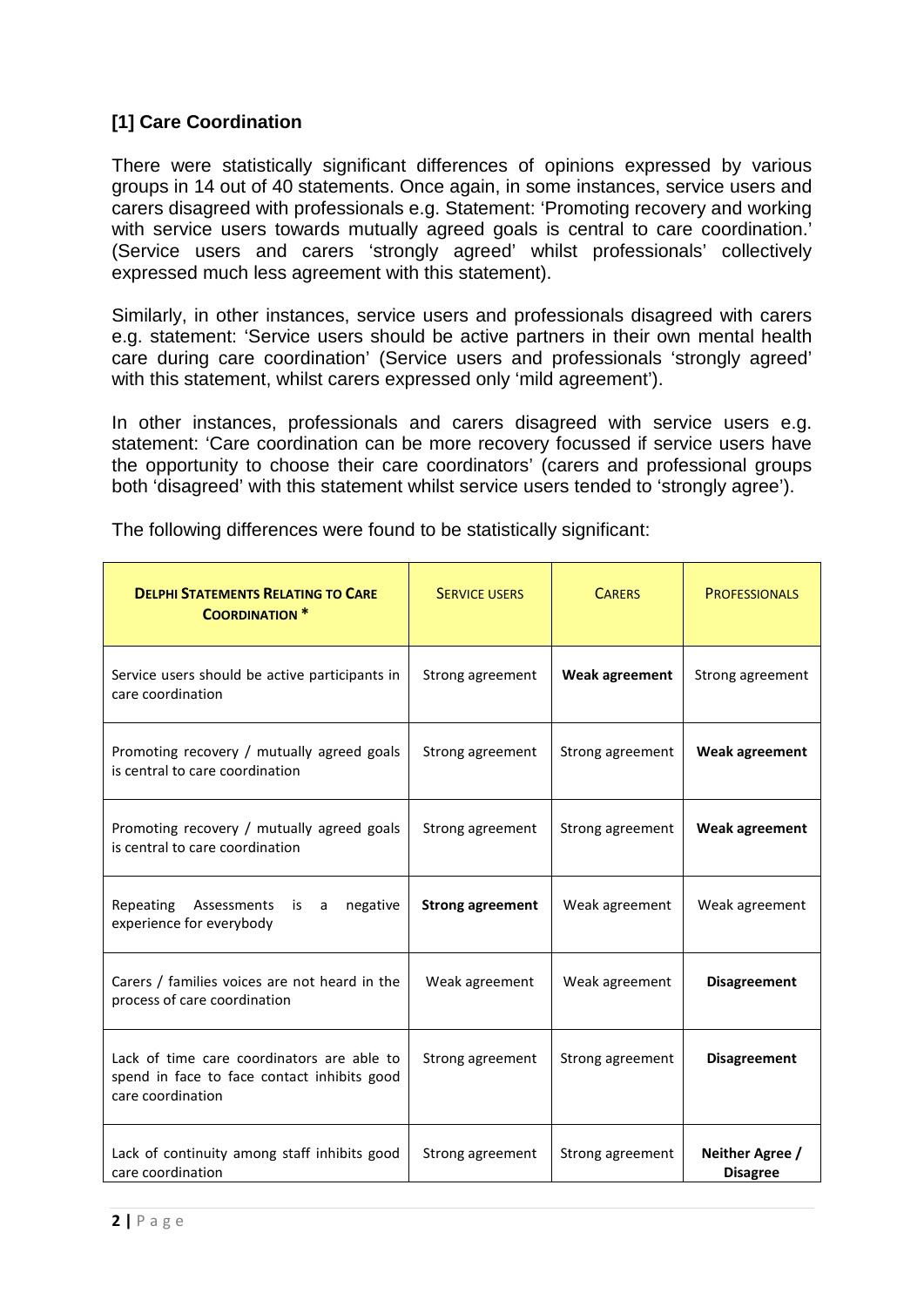### [1] Care Coordination

There were statistically significant differences of opinions expressed by various groups in 14 out of 40 statements. Once again, in some instances, service users and carers disagreed with professionals e.g. Statement: 'Promoting recovery and working with service users towards mutually agreed goals is central to care coordination.' (Service users and carers 'strongly agreed' whilst professionals' collectively expressed much less agreement with this statement).

Similarly, in other instances, service users and professionals disagreed with carers e.g. statement: 'Service users should be active partners in their own mental health care during care coordination' (Service users and professionals 'strongly agreed' with this statement, whilst carers expressed only 'mild agreement').

In other instances, professionals and carers disagreed with service users e.g. statement: 'Care coordination can be more recovery focussed if service users have the opportunity to choose their care coordinators' (carers and professional groups both 'disagreed' with this statement whilst service users tended to 'strongly agree').

The following differences were found to be statistically significant:

| **Delphi Statements Relating to Care Coordination *** | Service Users | Carers | Professionals |
|---|---|---|---|
| Service users should be active participants in care coordination | Strong agreement | **Weak agreement** | Strong agreement |
| Promoting recovery / mutually agreed goals is central to care coordination | Strong agreement | Strong agreement | **Weak agreement** |
| Promoting recovery / mutually agreed goals is central to care coordination | Strong agreement | Strong agreement | **Weak agreement** |
| Repeating Assessments is a negative experience for everybody | **Strong agreement** | Weak agreement | Weak agreement |
| Carers / families voices are not heard in the process of care coordination | Weak agreement | Weak agreement | **Disagreement** |
| Lack of time care coordinators are able to spend in face to face contact inhibits good care coordination | Strong agreement | Strong agreement | **Disagreement** |
| Lack of continuity among staff inhibits good care coordination | Strong agreement | Strong agreement | **Neither Agree / Disagree** |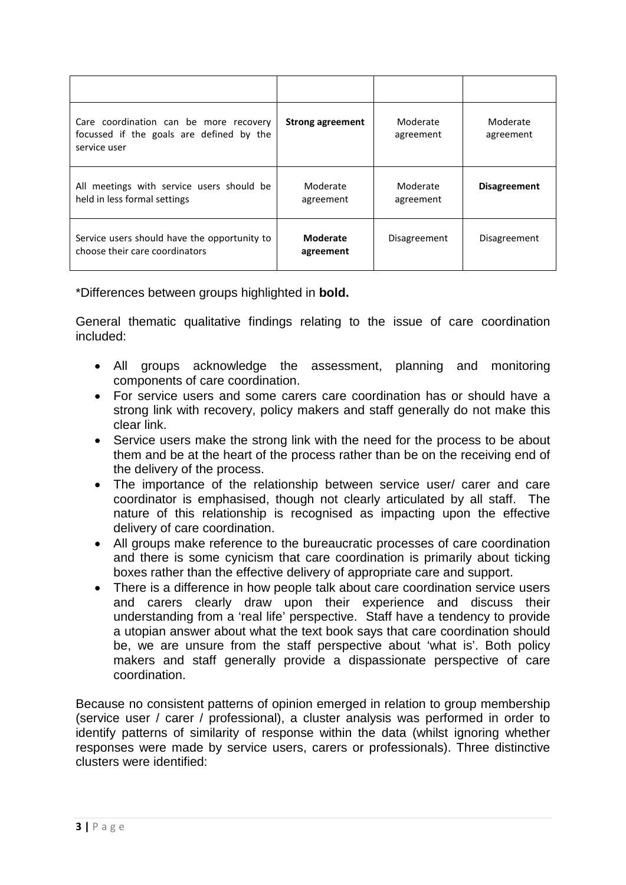| | | | |
|---|---|---|---|
| Care coordination can be more recovery focussed if the goals are defined by the service user | **Strong agreement** | Moderate agreement | Moderate agreement |
| All meetings with service users should be held in less formal settings | Moderate agreement | Moderate agreement | **Disagreement** |
| Service users should have the opportunity to choose their care coordinators | **Moderate agreement** | Disagreement | Disagreement |

*Differences between groups highlighted in **bold.**

General thematic qualitative findings relating to the issue of care coordination included:

- All groups acknowledge the assessment, planning and monitoring components of care coordination.
- For service users and some carers care coordination has or should have a strong link with recovery, policy makers and staff generally do not make this clear link.
- Service users make the strong link with the need for the process to be about them and be at the heart of the process rather than be on the receiving end of the delivery of the process.
- The importance of the relationship between service user/ carer and care coordinator is emphasised, though not clearly articulated by all staff. The nature of this relationship is recognised as impacting upon the effective delivery of care coordination.
- All groups make reference to the bureaucratic processes of care coordination and there is some cynicism that care coordination is primarily about ticking boxes rather than the effective delivery of appropriate care and support.
- There is a difference in how people talk about care coordination service users and carers clearly draw upon their experience and discuss their understanding from a 'real life' perspective. Staff have a tendency to provide a utopian answer about what the text book says that care coordination should be, we are unsure from the staff perspective about 'what is'. Both policy makers and staff generally provide a dispassionate perspective of care coordination.

Because no consistent patterns of opinion emerged in relation to group membership (service user / carer / professional), a cluster analysis was performed in order to identify patterns of similarity of response within the data (whilst ignoring whether responses were made by service users, carers or professionals). Three distinctive clusters were identified: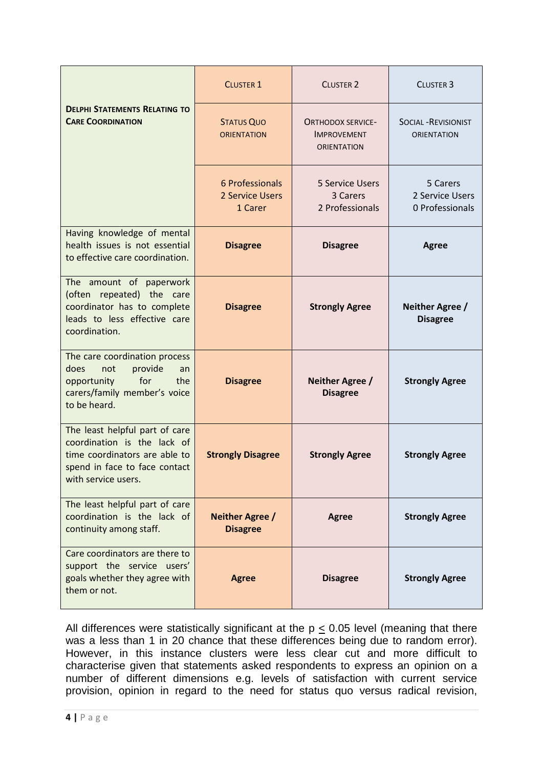| **Delphi Statements Relating to Care Coordination** | Cluster 1 | Cluster 2 | Cluster 3 |
|---|---|---|---|
| | Status Quo orientation | Orthodox service-Improvement orientation | Social -Revisionist orientation |
| | 6 Professionals<br>2 Service Users<br>1 Carer | 5 Service Users<br>3 Carers<br>2 Professionals | 5 Carers<br>2 Service Users<br>0 Professionals |
| Having knowledge of mental health issues is not essential to effective care coordination. | **Disagree** | **Disagree** | **Agree** |
| The amount of paperwork (often repeated) the care coordinator has to complete leads to less effective care coordination. | **Disagree** | **Strongly Agree** | **Neither Agree / Disagree** |
| The care coordination process does not provide an opportunity for the carers/family member's voice to be heard. | **Disagree** | **Neither Agree / Disagree** | **Strongly Agree** |
| The least helpful part of care coordination is the lack of time coordinators are able to spend in face to face contact with service users. | **Strongly Disagree** | **Strongly Agree** | **Strongly Agree** |
| The least helpful part of care coordination is the lack of continuity among staff. | **Neither Agree / Disagree** | **Agree** | **Strongly Agree** |
| Care coordinators are there to support the service users' goals whether they agree with them or not. | **Agree** | **Disagree** | **Strongly Agree** |

All differences were statistically significant at the $p \leq 0.05$ level (meaning that there was a less than 1 in 20 chance that these differences being due to random error). However, in this instance clusters were less clear cut and more difficult to characterise given that statements asked respondents to express an opinion on a number of different dimensions e.g. levels of satisfaction with current service provision, opinion in regard to the need for status quo versus radical revision,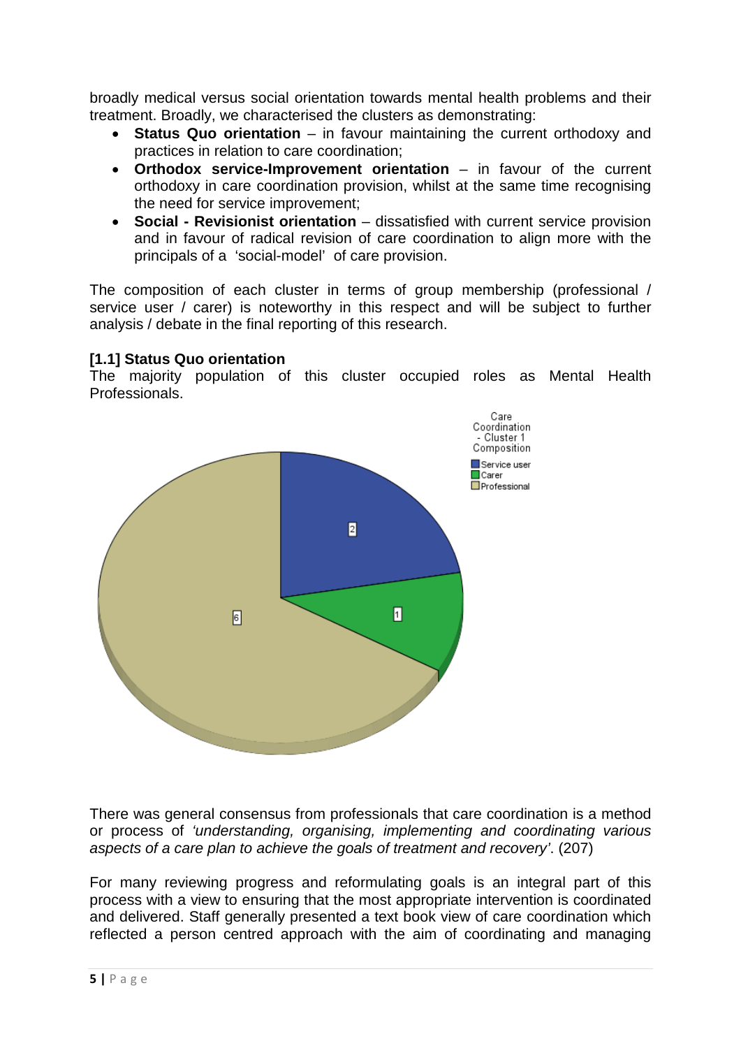broadly medical versus social orientation towards mental health problems and their treatment. Broadly, we characterised the clusters as demonstrating:

- **Status Quo orientation** – in favour maintaining the current orthodoxy and practices in relation to care coordination;
- **Orthodox service-Improvement orientation** – in favour of the current orthodoxy in care coordination provision, whilst at the same time recognising the need for service improvement;
- **Social - Revisionist orientation** – dissatisfied with current service provision and in favour of radical revision of care coordination to align more with the principals of a 'social-model' of care provision.

The composition of each cluster in terms of group membership (professional / service user / carer) is noteworthy in this respect and will be subject to further analysis / debate in the final reporting of this research.

**[1.1] Status Quo orientation**

The majority population of this cluster occupied roles as Mental Health Professionals.

Care Coordination - Cluster 1 Composition

| Group | Count |
|---|---|
| Service user | 2 |
| Carer | 1 |
| Professional | 6 |

There was general consensus from professionals that care coordination is a method or process of *'understanding, organising, implementing and coordinating various aspects of a care plan to achieve the goals of treatment and recovery'*. (207)

For many reviewing progress and reformulating goals is an integral part of this process with a view to ensuring that the most appropriate intervention is coordinated and delivered. Staff generally presented a text book view of care coordination which reflected a person centred approach with the aim of coordinating and managing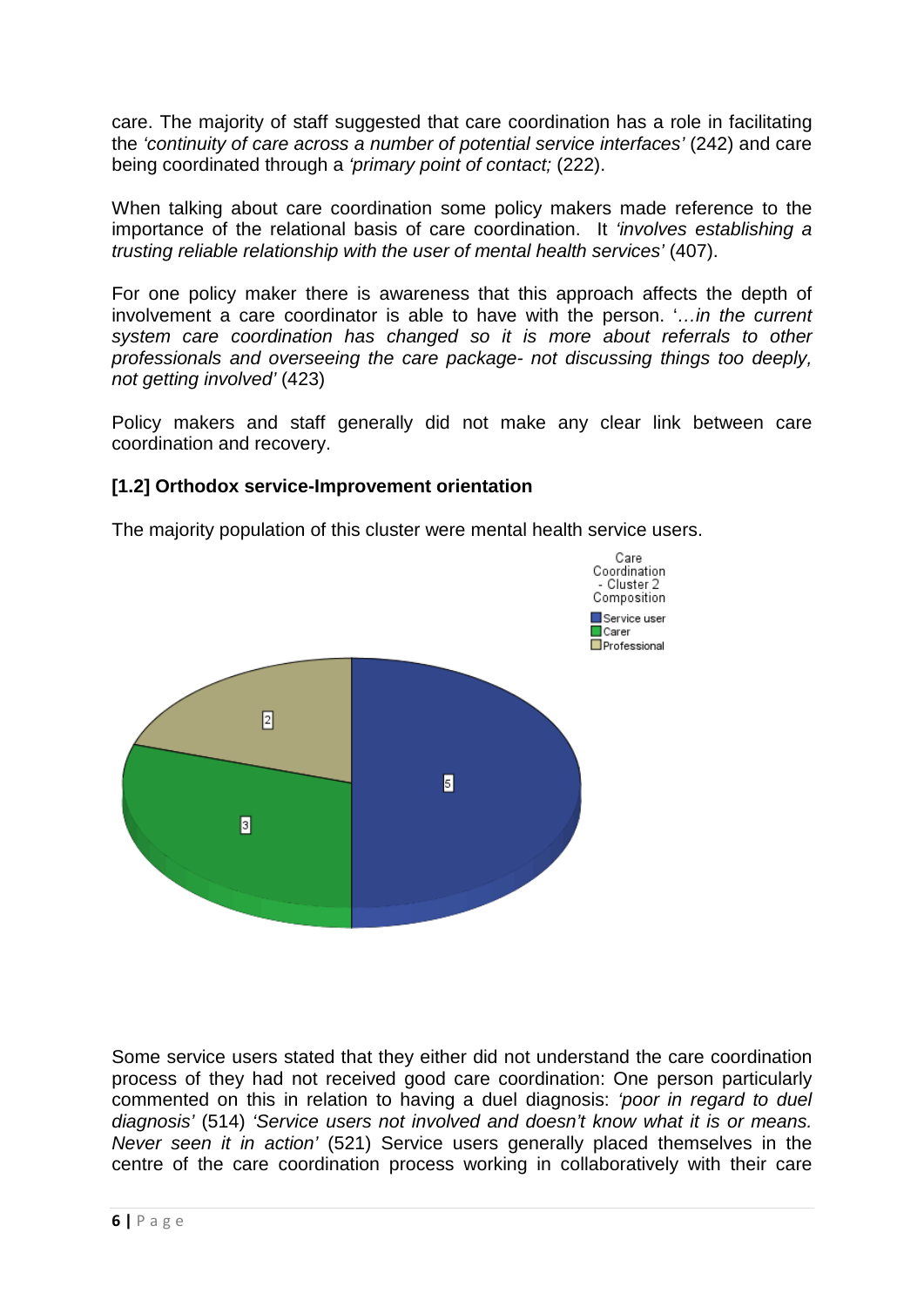care. The majority of staff suggested that care coordination has a role in facilitating the *'continuity of care across a number of potential service interfaces'* (242) and care being coordinated through a *'primary point of contact;* (222).

When talking about care coordination some policy makers made reference to the importance of the relational basis of care coordination. It *'involves establishing a trusting reliable relationship with the user of mental health services'* (407).

For one policy maker there is awareness that this approach affects the depth of involvement a care coordinator is able to have with the person. '*…in the current system care coordination has changed so it is more about referrals to other professionals and overseeing the care package- not discussing things too deeply, not getting involved'* (423)

Policy makers and staff generally did not make any clear link between care coordination and recovery.

**[1.2] Orthodox service-Improvement orientation**

The majority population of this cluster were mental health service users.

Care Coordination - Cluster 2 Composition

- Service user: 5
- Carer: 3
- Professional: 2

Some service users stated that they either did not understand the care coordination process of they had not received good care coordination: One person particularly commented on this in relation to having a duel diagnosis: *'poor in regard to duel diagnosis'* (514) *'Service users not involved and doesn't know what it is or means. Never seen it in action'* (521) Service users generally placed themselves in the centre of the care coordination process working in collaboratively with their care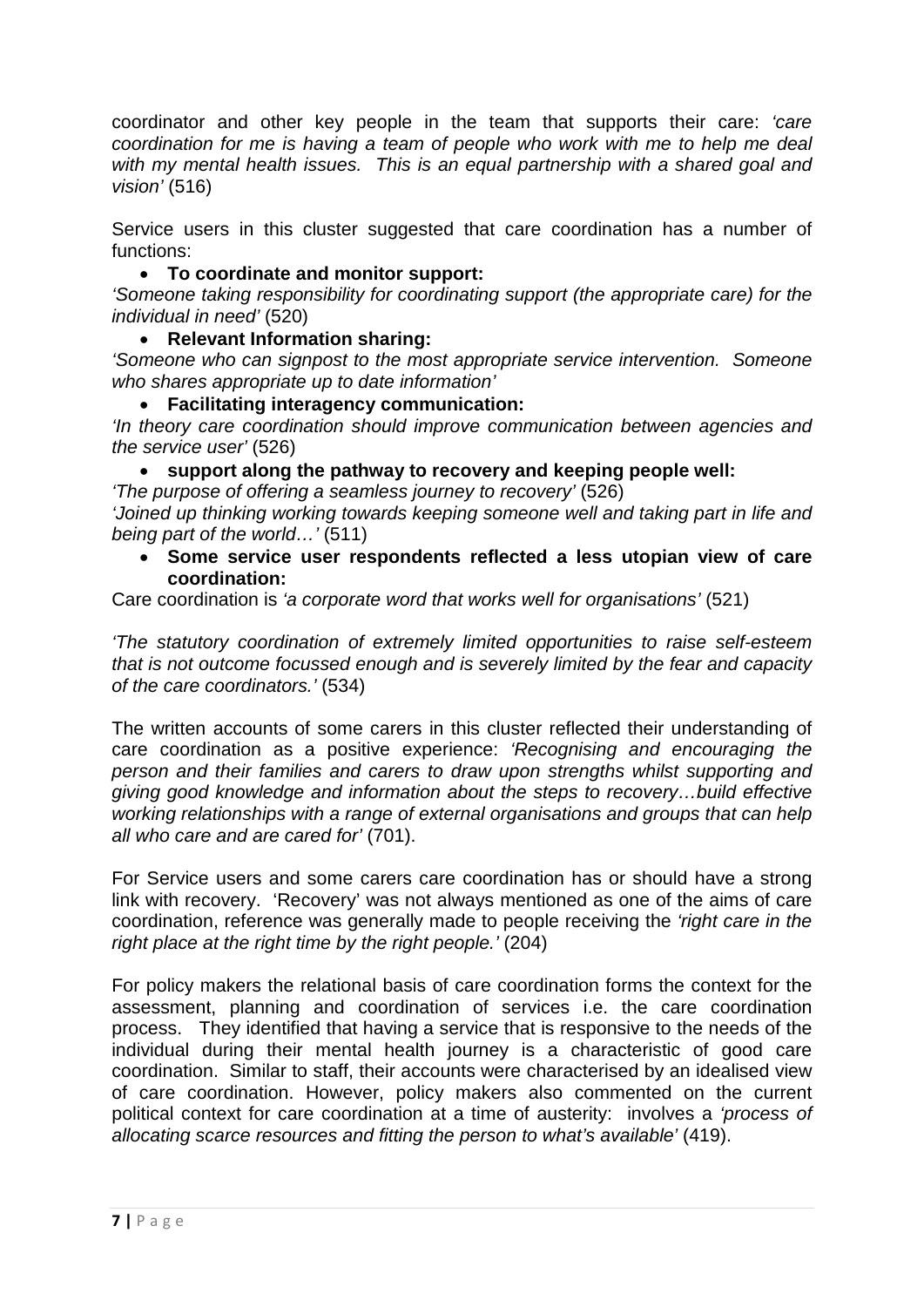coordinator and other key people in the team that supports their care: *'care coordination for me is having a team of people who work with me to help me deal with my mental health issues. This is an equal partnership with a shared goal and vision'* (516)

Service users in this cluster suggested that care coordination has a number of functions:

- **To coordinate and monitor support:**

*'Someone taking responsibility for coordinating support (the appropriate care) for the individual in need'* (520)

- **Relevant Information sharing:**

*'Someone who can signpost to the most appropriate service intervention. Someone who shares appropriate up to date information'*

- **Facilitating interagency communication:**

*'In theory care coordination should improve communication between agencies and the service user'* (526)

- **support along the pathway to recovery and keeping people well:**

*'The purpose of offering a seamless journey to recovery'* (526)

*'Joined up thinking working towards keeping someone well and taking part in life and being part of the world…'* (511)

- **Some service user respondents reflected a less utopian view of care coordination:**

Care coordination is *'a corporate word that works well for organisations'* (521)

*'The statutory coordination of extremely limited opportunities to raise self-esteem that is not outcome focussed enough and is severely limited by the fear and capacity of the care coordinators.'* (534)

The written accounts of some carers in this cluster reflected their understanding of care coordination as a positive experience: *'Recognising and encouraging the person and their families and carers to draw upon strengths whilst supporting and giving good knowledge and information about the steps to recovery…build effective working relationships with a range of external organisations and groups that can help all who care and are cared for'* (701).

For Service users and some carers care coordination has or should have a strong link with recovery. 'Recovery' was not always mentioned as one of the aims of care coordination, reference was generally made to people receiving the *'right care in the right place at the right time by the right people.'* (204)

For policy makers the relational basis of care coordination forms the context for the assessment, planning and coordination of services i.e. the care coordination process. They identified that having a service that is responsive to the needs of the individual during their mental health journey is a characteristic of good care coordination. Similar to staff, their accounts were characterised by an idealised view of care coordination. However, policy makers also commented on the current political context for care coordination at a time of austerity: involves a *'process of allocating scarce resources and fitting the person to what's available'* (419).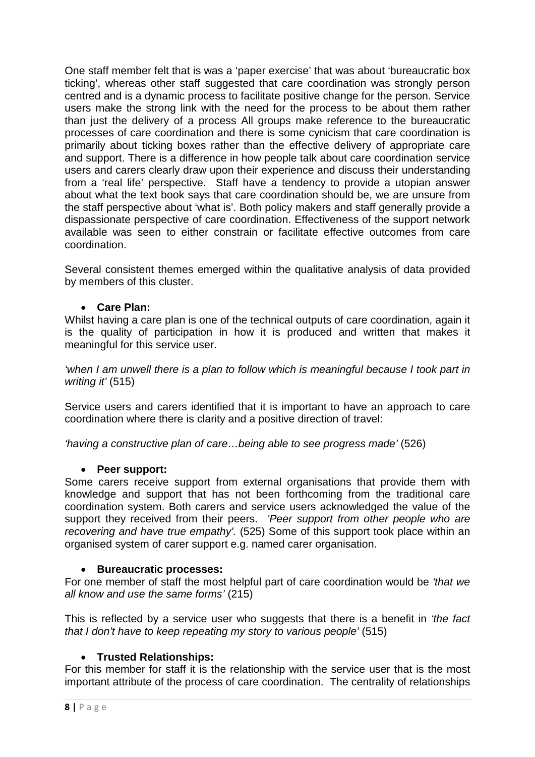One staff member felt that is was a 'paper exercise' that was about 'bureaucratic box ticking', whereas other staff suggested that care coordination was strongly person centred and is a dynamic process to facilitate positive change for the person. Service users make the strong link with the need for the process to be about them rather than just the delivery of a process All groups make reference to the bureaucratic processes of care coordination and there is some cynicism that care coordination is primarily about ticking boxes rather than the effective delivery of appropriate care and support. There is a difference in how people talk about care coordination service users and carers clearly draw upon their experience and discuss their understanding from a 'real life' perspective. Staff have a tendency to provide a utopian answer about what the text book says that care coordination should be, we are unsure from the staff perspective about 'what is'. Both policy makers and staff generally provide a dispassionate perspective of care coordination. Effectiveness of the support network available was seen to either constrain or facilitate effective outcomes from care coordination.

Several consistent themes emerged within the qualitative analysis of data provided by members of this cluster.

- **Care Plan:**

Whilst having a care plan is one of the technical outputs of care coordination, again it is the quality of participation in how it is produced and written that makes it meaningful for this service user.

*'when I am unwell there is a plan to follow which is meaningful because I took part in writing it'* (515)

Service users and carers identified that it is important to have an approach to care coordination where there is clarity and a positive direction of travel:

*'having a constructive plan of care…being able to see progress made'* (526)

- **Peer support:**

Some carers receive support from external organisations that provide them with knowledge and support that has not been forthcoming from the traditional care coordination system. Both carers and service users acknowledged the value of the support they received from their peers. *'Peer support from other people who are recovering and have true empathy'.* (525) Some of this support took place within an organised system of carer support e.g. named carer organisation.

- **Bureaucratic processes:**

For one member of staff the most helpful part of care coordination would be *'that we all know and use the same forms'* (215)

This is reflected by a service user who suggests that there is a benefit in *'the fact that I don't have to keep repeating my story to various people'* (515)

- **Trusted Relationships:**

For this member for staff it is the relationship with the service user that is the most important attribute of the process of care coordination. The centrality of relationships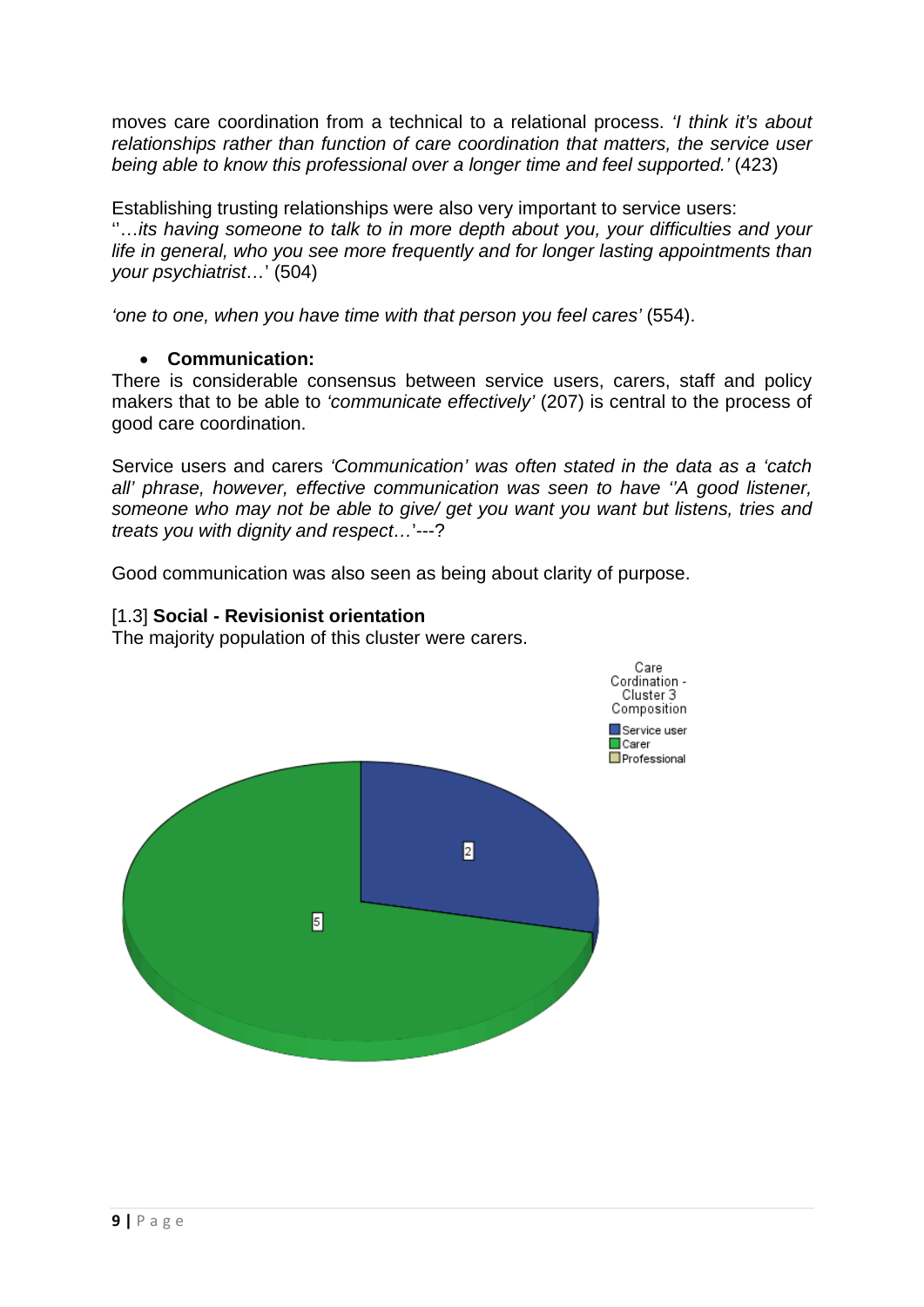moves care coordination from a technical to a relational process. *'I think it's about relationships rather than function of care coordination that matters, the service user being able to know this professional over a longer time and feel supported.'* (423)

Establishing trusting relationships were also very important to service users: ''…*its having someone to talk to in more depth about you, your difficulties and your life in general, who you see more frequently and for longer lasting appointments than your psychiatrist…*' (504)

*'one to one, when you have time with that person you feel cares'* (554).

- **Communication:**

There is considerable consensus between service users, carers, staff and policy makers that to be able to *'communicate effectively'* (207) is central to the process of good care coordination.

Service users and carers *'Communication' was often stated in the data as a 'catch all' phrase, however, effective communication was seen to have ''A good listener, someone who may not be able to give/ get you want you want but listens, tries and treats you with dignity and respect…*'---?

Good communication was also seen as being about clarity of purpose.

[1.3] **Social - Revisionist orientation**

The majority population of this cluster were carers.

Care Cordination - Cluster 3 Composition

Service user
Carer
Professional

2

5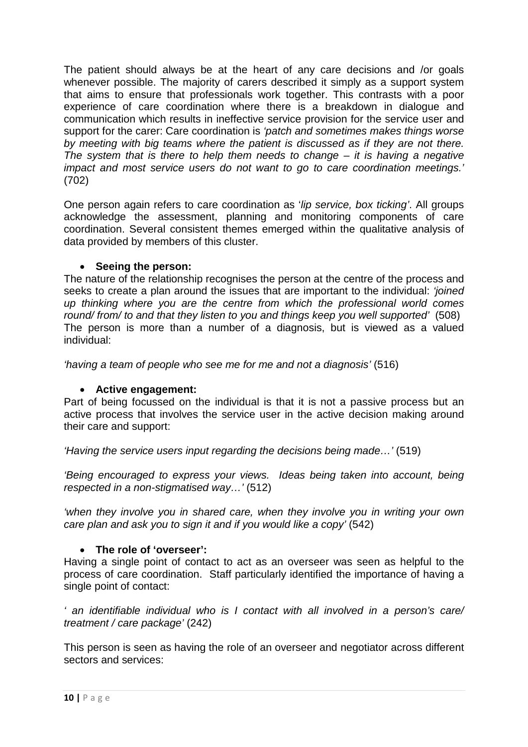The patient should always be at the heart of any care decisions and /or goals whenever possible. The majority of carers described it simply as a support system that aims to ensure that professionals work together. This contrasts with a poor experience of care coordination where there is a breakdown in dialogue and communication which results in ineffective service provision for the service user and support for the carer: Care coordination is *'patch and sometimes makes things worse by meeting with big teams where the patient is discussed as if they are not there. The system that is there to help them needs to change – it is having a negative impact and most service users do not want to go to care coordination meetings.'* (702)

One person again refers to care coordination as *'lip service, box ticking'*. All groups acknowledge the assessment, planning and monitoring components of care coordination. Several consistent themes emerged within the qualitative analysis of data provided by members of this cluster.

- **Seeing the person:**

The nature of the relationship recognises the person at the centre of the process and seeks to create a plan around the issues that are important to the individual: *'joined up thinking where you are the centre from which the professional world comes round/ from/ to and that they listen to you and things keep you well supported'* (508)
The person is more than a number of a diagnosis, but is viewed as a valued individual:

*'having a team of people who see me for me and not a diagnosis'* (516)

- **Active engagement:**

Part of being focussed on the individual is that it is not a passive process but an active process that involves the service user in the active decision making around their care and support:

*'Having the service users input regarding the decisions being made…'* (519)

*'Being encouraged to express your views. Ideas being taken into account, being respected in a non-stigmatised way…'* (512)

*'when they involve you in shared care, when they involve you in writing your own care plan and ask you to sign it and if you would like a copy'* (542)

- **The role of 'overseer':**

Having a single point of contact to act as an overseer was seen as helpful to the process of care coordination. Staff particularly identified the importance of having a single point of contact:

*' an identifiable individual who is I contact with all involved in a person's care/ treatment / care package'* (242)

This person is seen as having the role of an overseer and negotiator across different sectors and services: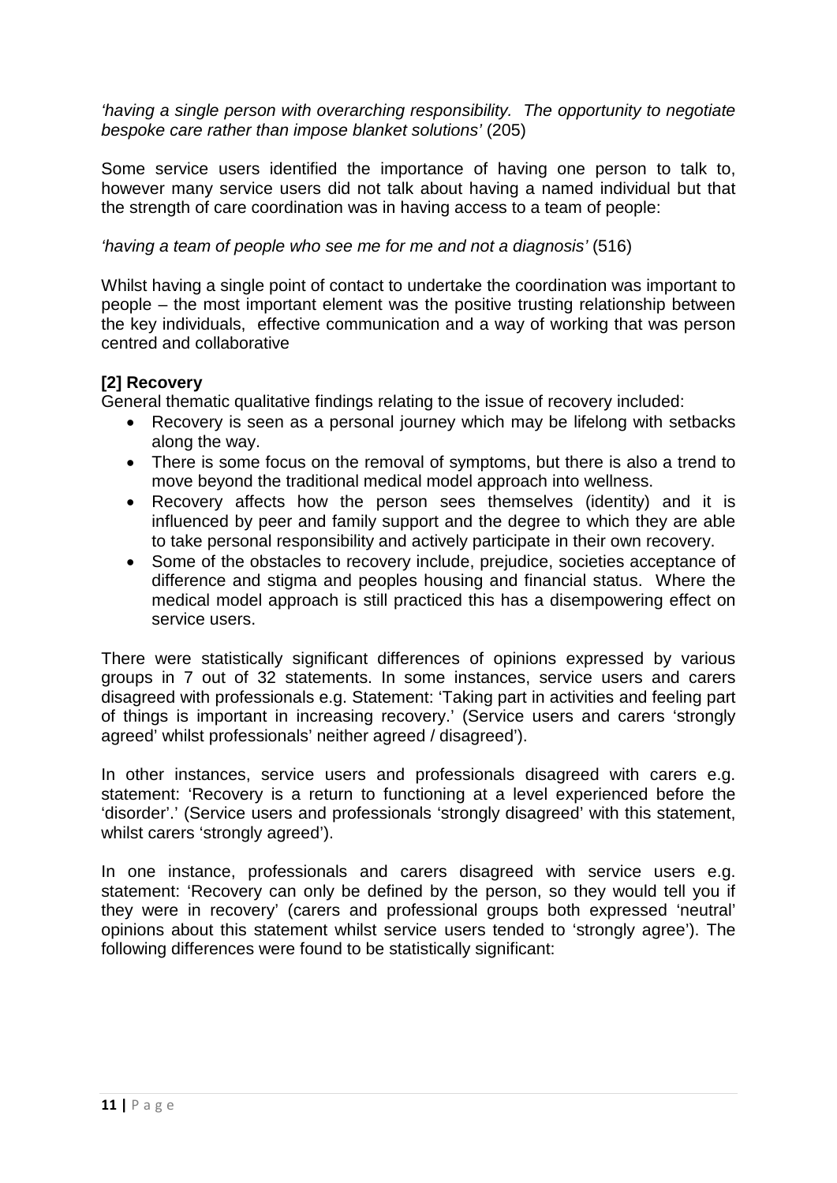*'having a single person with overarching responsibility. The opportunity to negotiate bespoke care rather than impose blanket solutions'* (205)

Some service users identified the importance of having one person to talk to, however many service users did not talk about having a named individual but that the strength of care coordination was in having access to a team of people:

*'having a team of people who see me for me and not a diagnosis'* (516)

Whilst having a single point of contact to undertake the coordination was important to people – the most important element was the positive trusting relationship between the key individuals, effective communication and a way of working that was person centred and collaborative

**[2] Recovery**

General thematic qualitative findings relating to the issue of recovery included:

- Recovery is seen as a personal journey which may be lifelong with setbacks along the way.
- There is some focus on the removal of symptoms, but there is also a trend to move beyond the traditional medical model approach into wellness.
- Recovery affects how the person sees themselves (identity) and it is influenced by peer and family support and the degree to which they are able to take personal responsibility and actively participate in their own recovery.
- Some of the obstacles to recovery include, prejudice, societies acceptance of difference and stigma and peoples housing and financial status. Where the medical model approach is still practiced this has a disempowering effect on service users.

There were statistically significant differences of opinions expressed by various groups in 7 out of 32 statements. In some instances, service users and carers disagreed with professionals e.g. Statement: 'Taking part in activities and feeling part of things is important in increasing recovery.' (Service users and carers 'strongly agreed' whilst professionals' neither agreed / disagreed').

In other instances, service users and professionals disagreed with carers e.g. statement: 'Recovery is a return to functioning at a level experienced before the 'disorder'.' (Service users and professionals 'strongly disagreed' with this statement, whilst carers 'strongly agreed').

In one instance, professionals and carers disagreed with service users e.g. statement: 'Recovery can only be defined by the person, so they would tell you if they were in recovery' (carers and professional groups both expressed 'neutral' opinions about this statement whilst service users tended to 'strongly agree'). The following differences were found to be statistically significant: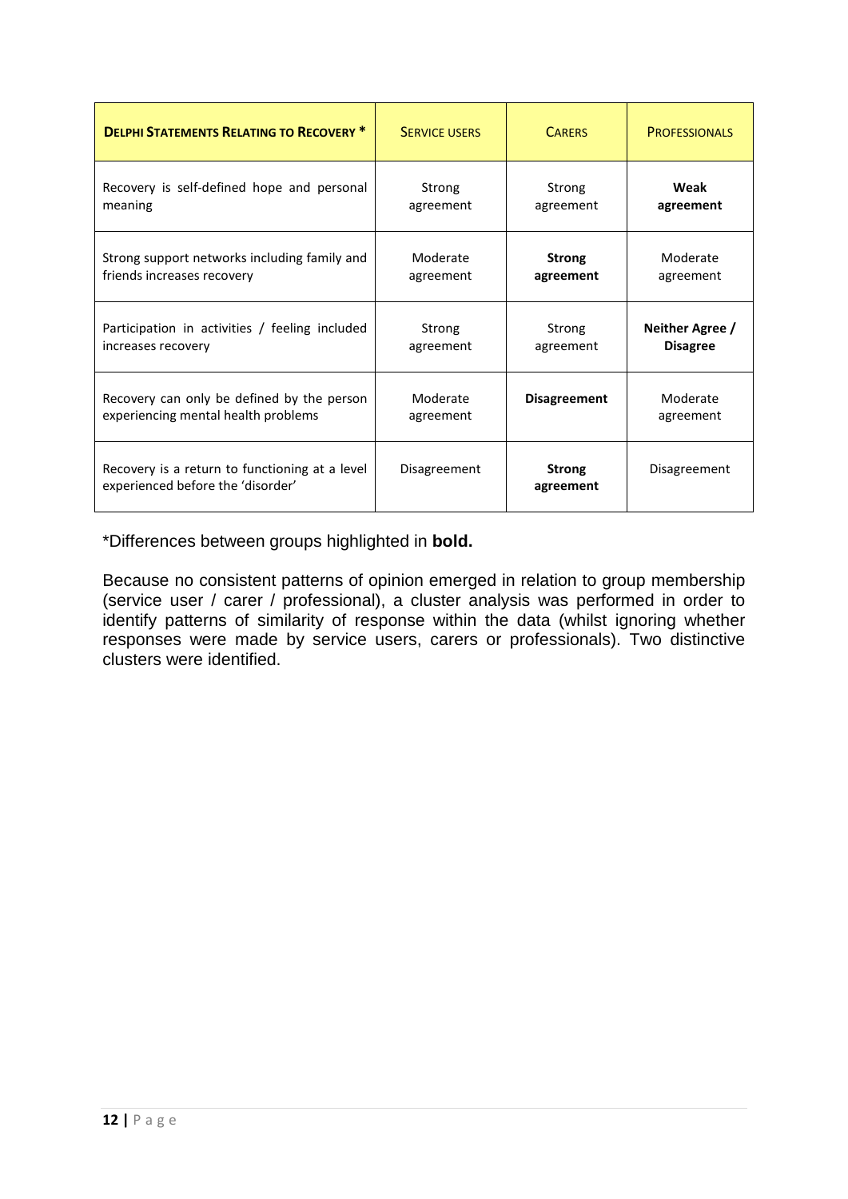| **Delphi Statements Relating to Recovery \*** | Service Users | Carers | Professionals |
|---|---|---|---|
| Recovery is self-defined hope and personal meaning | Strong agreement | Strong agreement | **Weak agreement** |
| Strong support networks including family and friends increases recovery | Moderate agreement | **Strong agreement** | Moderate agreement |
| Participation in activities / feeling included increases recovery | Strong agreement | Strong agreement | **Neither Agree / Disagree** |
| Recovery can only be defined by the person experiencing mental health problems | Moderate agreement | **Disagreement** | Moderate agreement |
| Recovery is a return to functioning at a level experienced before the 'disorder' | Disagreement | **Strong agreement** | Disagreement |

\*Differences between groups highlighted in **bold.**

Because no consistent patterns of opinion emerged in relation to group membership (service user / carer / professional), a cluster analysis was performed in order to identify patterns of similarity of response within the data (whilst ignoring whether responses were made by service users, carers or professionals). Two distinctive clusters were identified.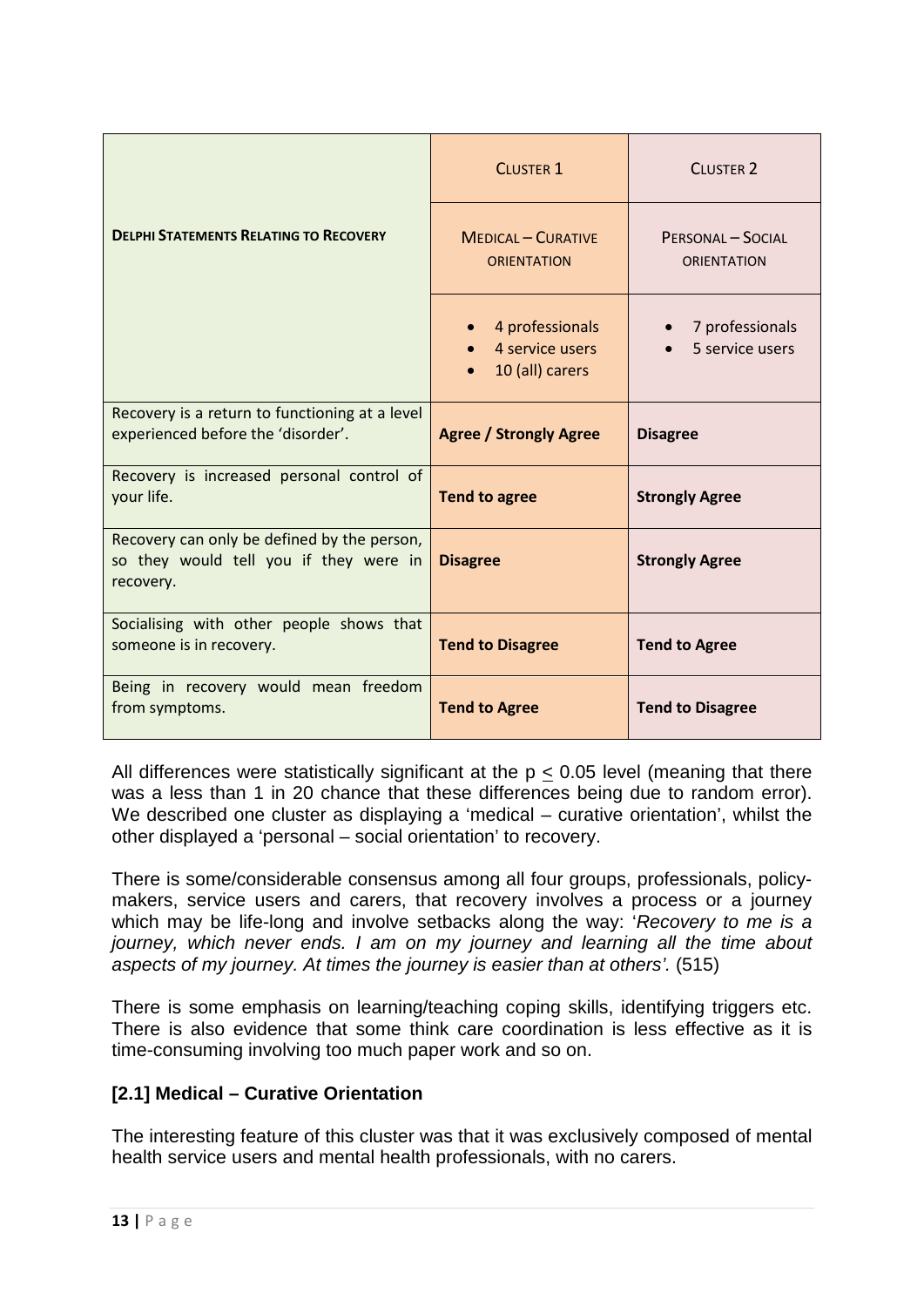| **Delphi Statements Relating to Recovery** | Cluster 1 | Cluster 2 |
|---|---|---|
| | Medical – Curative Orientation | Personal – Social Orientation |
| | • 4 professionals<br>• 4 service users<br>• 10 (all) carers | • 7 professionals<br>• 5 service users |
| Recovery is a return to functioning at a level experienced before the 'disorder'. | **Agree / Strongly Agree** | **Disagree** |
| Recovery is increased personal control of your life. | **Tend to agree** | **Strongly Agree** |
| Recovery can only be defined by the person, so they would tell you if they were in recovery. | **Disagree** | **Strongly Agree** |
| Socialising with other people shows that someone is in recovery. | **Tend to Disagree** | **Tend to Agree** |
| Being in recovery would mean freedom from symptoms. | **Tend to Agree** | **Tend to Disagree** |

All differences were statistically significant at the $p \leq 0.05$ level (meaning that there was a less than 1 in 20 chance that these differences being due to random error). We described one cluster as displaying a 'medical – curative orientation', whilst the other displayed a 'personal – social orientation' to recovery.

There is some/considerable consensus among all four groups, professionals, policy-makers, service users and carers, that recovery involves a process or a journey which may be life-long and involve setbacks along the way: '*Recovery to me is a journey, which never ends. I am on my journey and learning all the time about aspects of my journey. At times the journey is easier than at others'.* (515)

There is some emphasis on learning/teaching coping skills, identifying triggers etc. There is also evidence that some think care coordination is less effective as it is time-consuming involving too much paper work and so on.

### [2.1] Medical – Curative Orientation

The interesting feature of this cluster was that it was exclusively composed of mental health service users and mental health professionals, with no carers.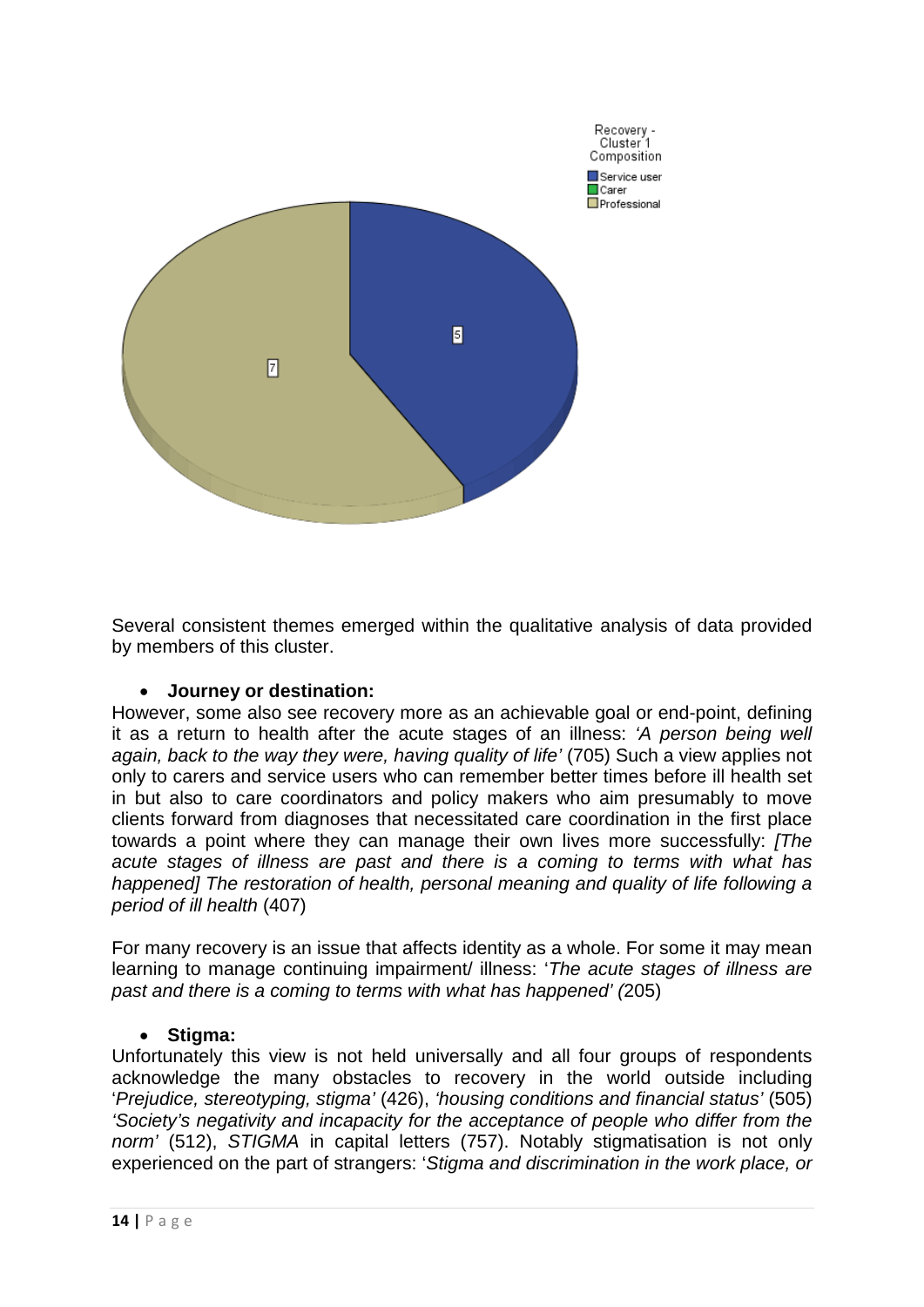Several consistent themes emerged within the qualitative analysis of data provided by members of this cluster.

- **Journey or destination:**

However, some also see recovery more as an achievable goal or end-point, defining it as a return to health after the acute stages of an illness: *'A person being well again, back to the way they were, having quality of life'* (705) Such a view applies not only to carers and service users who can remember better times before ill health set in but also to care coordinators and policy makers who aim presumably to move clients forward from diagnoses that necessitated care coordination in the first place towards a point where they can manage their own lives more successfully: *[The acute stages of illness are past and there is a coming to terms with what has happened] The restoration of health, personal meaning and quality of life following a period of ill health* (407)

For many recovery is an issue that affects identity as a whole. For some it may mean learning to manage continuing impairment/ illness: '*The acute stages of illness are past and there is a coming to terms with what has happened' (*205)

- **Stigma:**

Unfortunately this view is not held universally and all four groups of respondents acknowledge the many obstacles to recovery in the world outside including '*Prejudice, stereotyping, stigma'* (426), *'housing conditions and financial status'* (505) *'Society's negativity and incapacity for the acceptance of people who differ from the norm'* (512), *STIGMA* in capital letters (757). Notably stigmatisation is not only experienced on the part of strangers: '*Stigma and discrimination in the work place, or*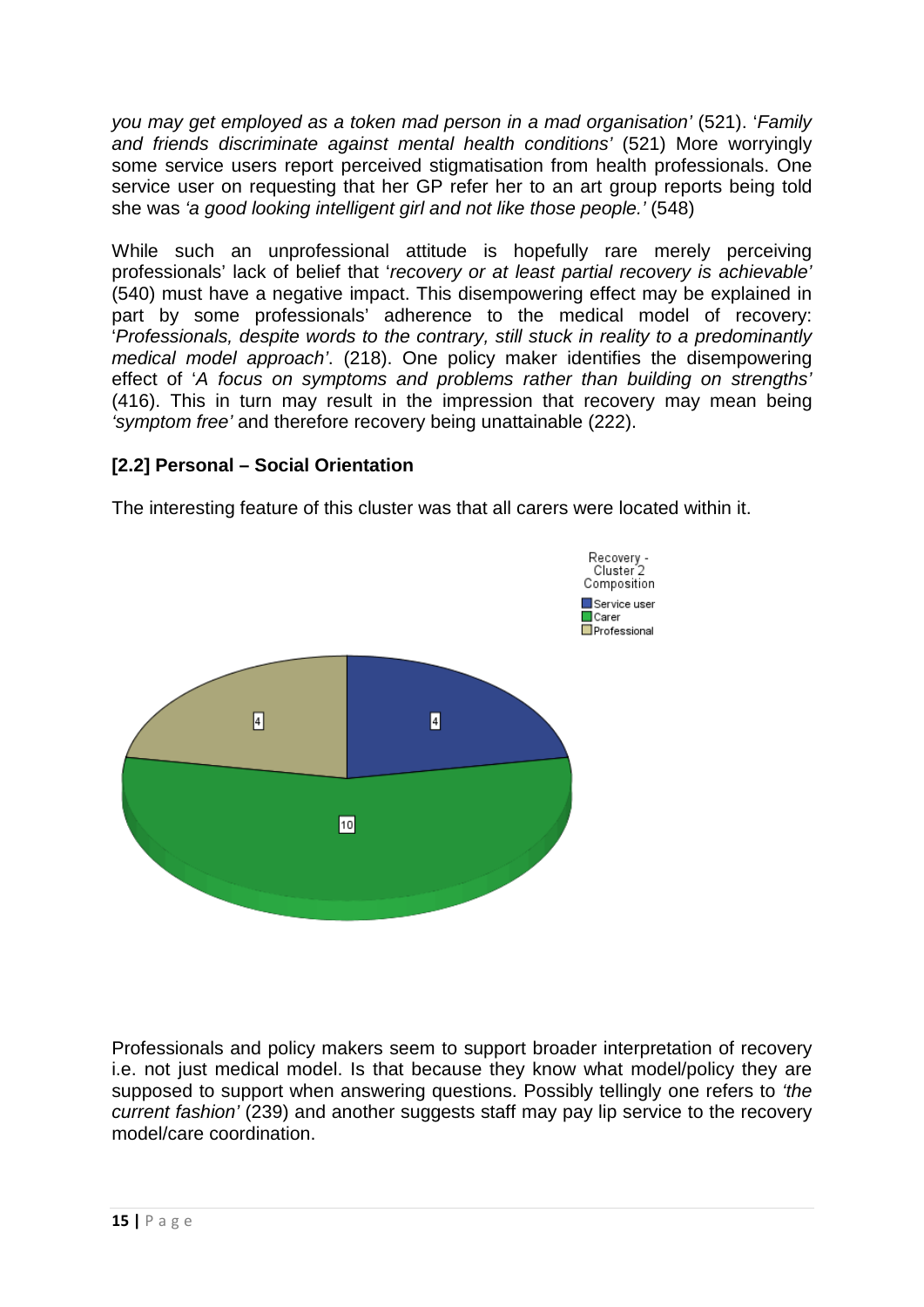*you may get employed as a token mad person in a mad organisation'* (521). '*Family and friends discriminate against mental health conditions'* (521) More worryingly some service users report perceived stigmatisation from health professionals. One service user on requesting that her GP refer her to an art group reports being told she was *'a good looking intelligent girl and not like those people.'* (548)

While such an unprofessional attitude is hopefully rare merely perceiving professionals' lack of belief that '*recovery or at least partial recovery is achievable'* (540) must have a negative impact. This disempowering effect may be explained in part by some professionals' adherence to the medical model of recovery: '*Professionals, despite words to the contrary, still stuck in reality to a predominantly medical model approach'*. (218). One policy maker identifies the disempowering effect of '*A focus on symptoms and problems rather than building on strengths'* (416). This in turn may result in the impression that recovery may mean being *'symptom free'* and therefore recovery being unattainable (222).

### [2.2] Personal – Social Orientation

The interesting feature of this cluster was that all carers were located within it.

Professionals and policy makers seem to support broader interpretation of recovery i.e. not just medical model. Is that because they know what model/policy they are supposed to support when answering questions. Possibly tellingly one refers to *'the current fashion'* (239) and another suggests staff may pay lip service to the recovery model/care coordination.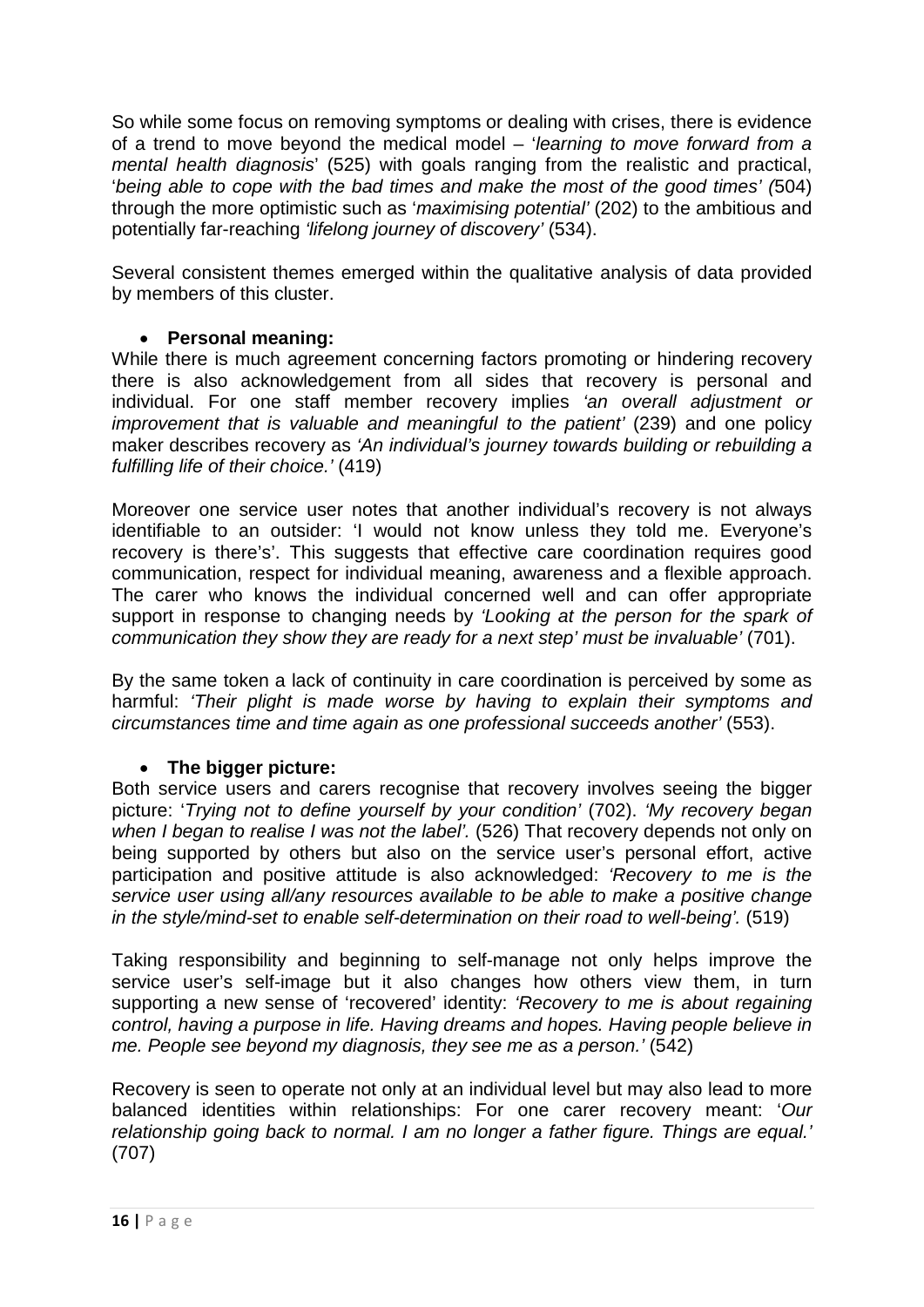So while some focus on removing symptoms or dealing with crises, there is evidence of a trend to move beyond the medical model – '*learning to move forward from a mental health diagnosis*' (525) with goals ranging from the realistic and practical, '*being able to cope with the bad times and make the most of the good times' (*504) through the more optimistic such as '*maximising potential'* (202) to the ambitious and potentially far-reaching *'lifelong journey of discovery'* (534).

Several consistent themes emerged within the qualitative analysis of data provided by members of this cluster.

- **Personal meaning:**

While there is much agreement concerning factors promoting or hindering recovery there is also acknowledgement from all sides that recovery is personal and individual. For one staff member recovery implies *'an overall adjustment or improvement that is valuable and meaningful to the patient'* (239) and one policy maker describes recovery as *'An individual's journey towards building or rebuilding a fulfilling life of their choice.'* (419)

Moreover one service user notes that another individual's recovery is not always identifiable to an outsider: 'I would not know unless they told me. Everyone's recovery is there's'. This suggests that effective care coordination requires good communication, respect for individual meaning, awareness and a flexible approach. The carer who knows the individual concerned well and can offer appropriate support in response to changing needs by *'Looking at the person for the spark of communication they show they are ready for a next step' must be invaluable'* (701).

By the same token a lack of continuity in care coordination is perceived by some as harmful: *'Their plight is made worse by having to explain their symptoms and circumstances time and time again as one professional succeeds another'* (553).

- **The bigger picture:**

Both service users and carers recognise that recovery involves seeing the bigger picture: '*Trying not to define yourself by your condition'* (702). *'My recovery began when I began to realise I was not the label'.* (526) That recovery depends not only on being supported by others but also on the service user's personal effort, active participation and positive attitude is also acknowledged: *'Recovery to me is the service user using all/any resources available to be able to make a positive change in the style/mind-set to enable self-determination on their road to well-being'.* (519)

Taking responsibility and beginning to self-manage not only helps improve the service user's self-image but it also changes how others view them, in turn supporting a new sense of 'recovered' identity: *'Recovery to me is about regaining control, having a purpose in life. Having dreams and hopes. Having people believe in me. People see beyond my diagnosis, they see me as a person.'* (542)

Recovery is seen to operate not only at an individual level but may also lead to more balanced identities within relationships: For one carer recovery meant: '*Our relationship going back to normal. I am no longer a father figure. Things are equal.'* (707)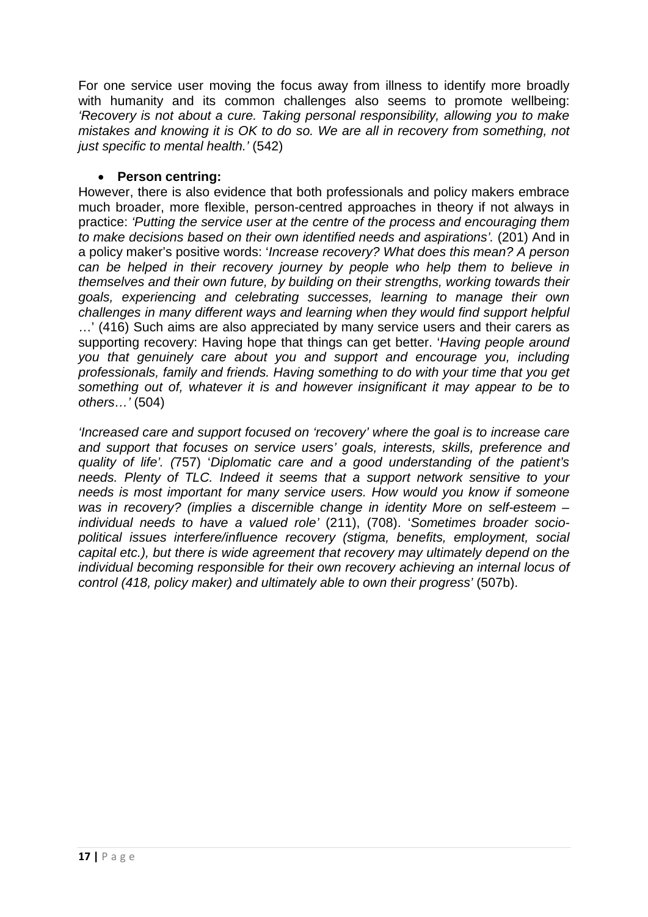For one service user moving the focus away from illness to identify more broadly with humanity and its common challenges also seems to promote wellbeing: *'Recovery is not about a cure. Taking personal responsibility, allowing you to make mistakes and knowing it is OK to do so. We are all in recovery from something, not just specific to mental health.'* (542)

- **Person centring:**

However, there is also evidence that both professionals and policy makers embrace much broader, more flexible, person-centred approaches in theory if not always in practice: *'Putting the service user at the centre of the process and encouraging them to make decisions based on their own identified needs and aspirations'.* (201) And in a policy maker's positive words: '*Increase recovery? What does this mean? A person can be helped in their recovery journey by people who help them to believe in themselves and their own future, by building on their strengths, working towards their goals, experiencing and celebrating successes, learning to manage their own challenges in many different ways and learning when they would find support helpful* …' (416) Such aims are also appreciated by many service users and their carers as supporting recovery: Having hope that things can get better. '*Having people around you that genuinely care about you and support and encourage you, including professionals, family and friends. Having something to do with your time that you get something out of, whatever it is and however insignificant it may appear to be to others…'* (504)

*'Increased care and support focused on 'recovery' where the goal is to increase care and support that focuses on service users' goals, interests, skills, preference and quality of life'. (*757) '*Diplomatic care and a good understanding of the patient's needs. Plenty of TLC. Indeed it seems that a support network sensitive to your needs is most important for many service users. How would you know if someone was in recovery? (implies a discernible change in identity More on self-esteem – individual needs to have a valued role'* (211), (708). '*Sometimes broader socio-political issues interfere/influence recovery (stigma, benefits, employment, social capital etc.), but there is wide agreement that recovery may ultimately depend on the individual becoming responsible for their own recovery achieving an internal locus of control (418, policy maker) and ultimately able to own their progress'* (507b).